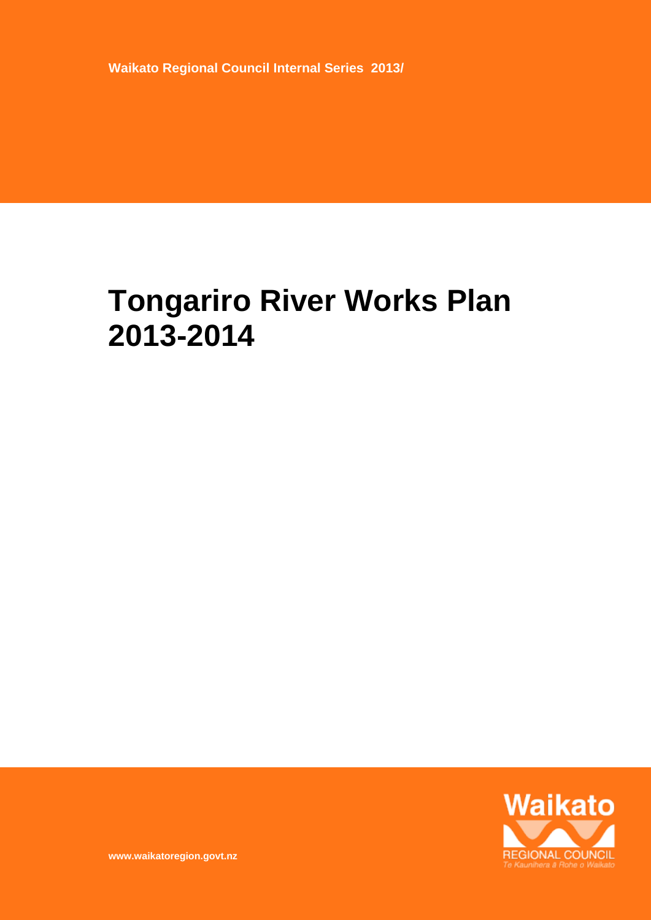Waikato Regional Council Internal Series 2013/

# Tongariro River Works Plan 2013-2014

www.waikatoregion.govt.nz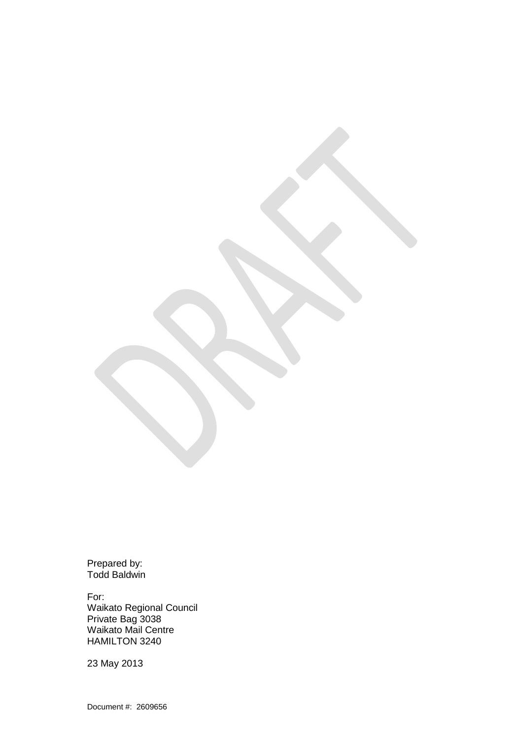DRAFT

Prepared by:
Todd Baldwin

For:
Waikato Regional Council
Private Bag 3038
Waikato Mail Centre
HAMILTON 3240

23 May 2013

Document #: 2609656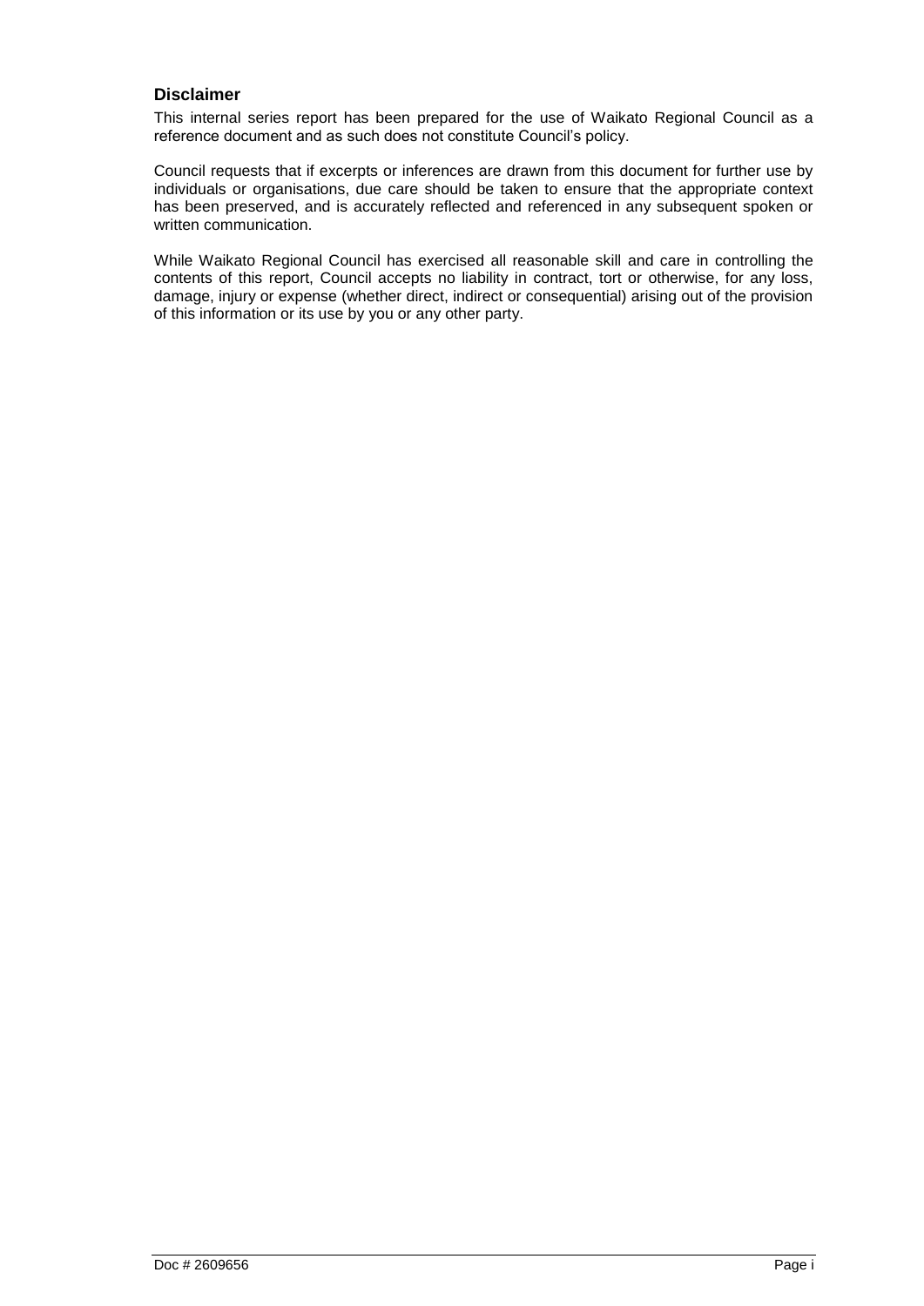### Disclaimer

This internal series report has been prepared for the use of Waikato Regional Council as a reference document and as such does not constitute Council's policy.

Council requests that if excerpts or inferences are drawn from this document for further use by individuals or organisations, due care should be taken to ensure that the appropriate context has been preserved, and is accurately reflected and referenced in any subsequent spoken or written communication.

While Waikato Regional Council has exercised all reasonable skill and care in controlling the contents of this report, Council accepts no liability in contract, tort or otherwise, for any loss, damage, injury or expense (whether direct, indirect or consequential) arising out of the provision of this information or its use by you or any other party.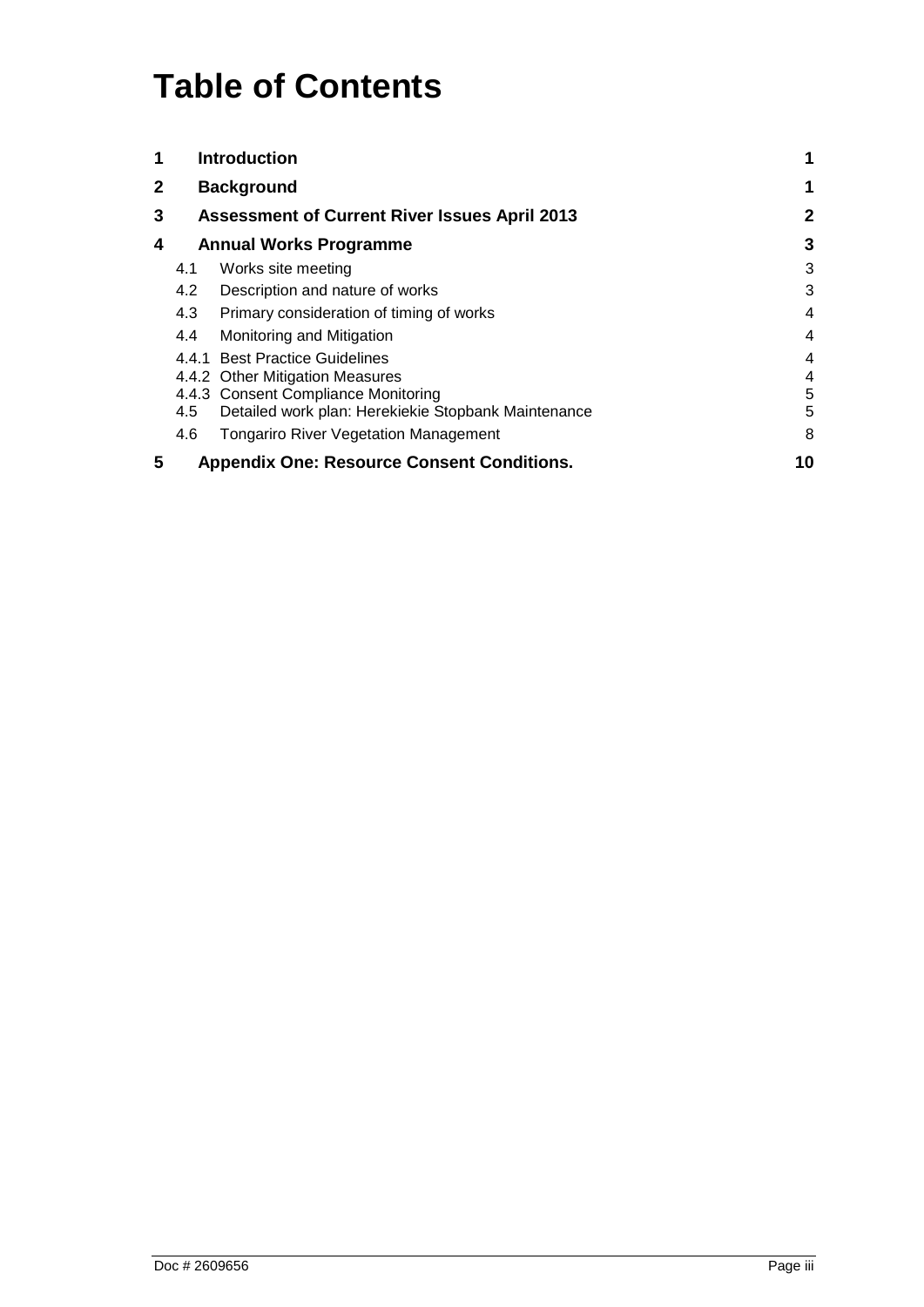# Table of Contents

| | | |
|---|---|---|
| **1** | **Introduction** | **1** |
| **2** | **Background** | **1** |
| **3** | **Assessment of Current River Issues April 2013** | **2** |
| **4** | **Annual Works Programme** | **3** |
| 4.1 | Works site meeting | 3 |
| 4.2 | Description and nature of works | 3 |
| 4.3 | Primary consideration of timing of works | 4 |
| 4.4 | Monitoring and Mitigation | 4 |
| 4.4.1 | Best Practice Guidelines | 4 |
| 4.4.2 | Other Mitigation Measures | 4 |
| 4.4.3 | Consent Compliance Monitoring | 5 |
| 4.5 | Detailed work plan: Herekiekie Stopbank Maintenance | 5 |
| 4.6 | Tongariro River Vegetation Management | 8 |
| **5** | **Appendix One: Resource Consent Conditions.** | **10** |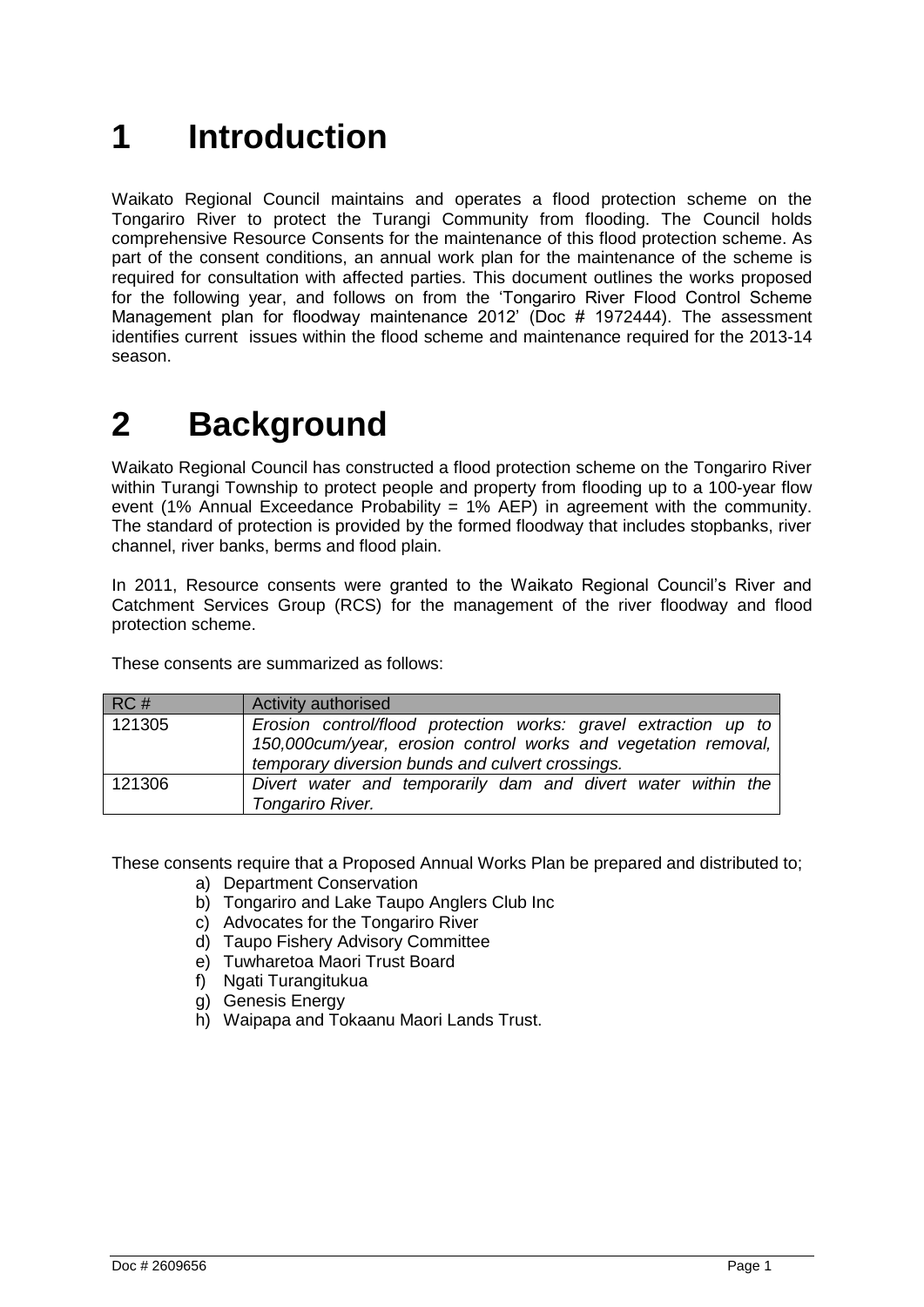# 1 Introduction

Waikato Regional Council maintains and operates a flood protection scheme on the Tongariro River to protect the Turangi Community from flooding. The Council holds comprehensive Resource Consents for the maintenance of this flood protection scheme. As part of the consent conditions, an annual work plan for the maintenance of the scheme is required for consultation with affected parties. This document outlines the works proposed for the following year, and follows on from the 'Tongariro River Flood Control Scheme Management plan for floodway maintenance 2012' (Doc # 1972444). The assessment identifies current issues within the flood scheme and maintenance required for the 2013-14 season.

# 2 Background

Waikato Regional Council has constructed a flood protection scheme on the Tongariro River within Turangi Township to protect people and property from flooding up to a 100-year flow event (1% Annual Exceedance Probability = 1% AEP) in agreement with the community. The standard of protection is provided by the formed floodway that includes stopbanks, river channel, river banks, berms and flood plain.

In 2011, Resource consents were granted to the Waikato Regional Council's River and Catchment Services Group (RCS) for the management of the river floodway and flood protection scheme.

These consents are summarized as follows:

| RC # | Activity authorised |
|---|---|
| 121305 | *Erosion control/flood protection works: gravel extraction up to 150,000cum/year, erosion control works and vegetation removal, temporary diversion bunds and culvert crossings.* |
| 121306 | *Divert water and temporarily dam and divert water within the Tongariro River.* |

These consents require that a Proposed Annual Works Plan be prepared and distributed to;

a) Department Conservation
b) Tongariro and Lake Taupo Anglers Club Inc
c) Advocates for the Tongariro River
d) Taupo Fishery Advisory Committee
e) Tuwharetoa Maori Trust Board
f) Ngati Turangitukua
g) Genesis Energy
h) Waipapa and Tokaanu Maori Lands Trust.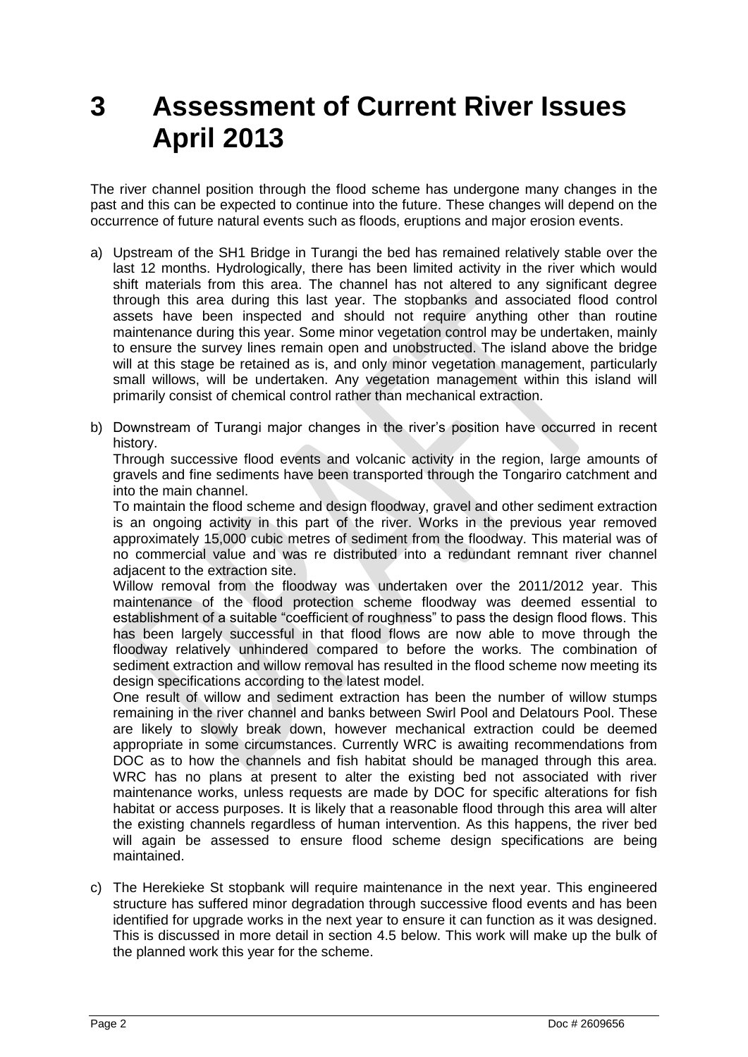# 3 Assessment of Current River Issues April 2013

The river channel position through the flood scheme has undergone many changes in the past and this can be expected to continue into the future. These changes will depend on the occurrence of future natural events such as floods, eruptions and major erosion events.

a) Upstream of the SH1 Bridge in Turangi the bed has remained relatively stable over the last 12 months. Hydrologically, there has been limited activity in the river which would shift materials from this area. The channel has not altered to any significant degree through this area during this last year. The stopbanks and associated flood control assets have been inspected and should not require anything other than routine maintenance during this year. Some minor vegetation control may be undertaken, mainly to ensure the survey lines remain open and unobstructed. The island above the bridge will at this stage be retained as is, and only minor vegetation management, particularly small willows, will be undertaken. Any vegetation management within this island will primarily consist of chemical control rather than mechanical extraction.

b) Downstream of Turangi major changes in the river's position have occurred in recent history.

   Through successive flood events and volcanic activity in the region, large amounts of gravels and fine sediments have been transported through the Tongariro catchment and into the main channel.

   To maintain the flood scheme and design floodway, gravel and other sediment extraction is an ongoing activity in this part of the river. Works in the previous year removed approximately 15,000 cubic metres of sediment from the floodway. This material was of no commercial value and was re distributed into a redundant remnant river channel adjacent to the extraction site.

   Willow removal from the floodway was undertaken over the 2011/2012 year. This maintenance of the flood protection scheme floodway was deemed essential to establishment of a suitable "coefficient of roughness" to pass the design flood flows. This has been largely successful in that flood flows are now able to move through the floodway relatively unhindered compared to before the works. The combination of sediment extraction and willow removal has resulted in the flood scheme now meeting its design specifications according to the latest model.

   One result of willow and sediment extraction has been the number of willow stumps remaining in the river channel and banks between Swirl Pool and Delatours Pool. These are likely to slowly break down, however mechanical extraction could be deemed appropriate in some circumstances. Currently WRC is awaiting recommendations from DOC as to how the channels and fish habitat should be managed through this area. WRC has no plans at present to alter the existing bed not associated with river maintenance works, unless requests are made by DOC for specific alterations for fish habitat or access purposes. It is likely that a reasonable flood through this area will alter the existing channels regardless of human intervention. As this happens, the river bed will again be assessed to ensure flood scheme design specifications are being maintained.

c) The Herekieke St stopbank will require maintenance in the next year. This engineered structure has suffered minor degradation through successive flood events and has been identified for upgrade works in the next year to ensure it can function as it was designed. This is discussed in more detail in section 4.5 below. This work will make up the bulk of the planned work this year for the scheme.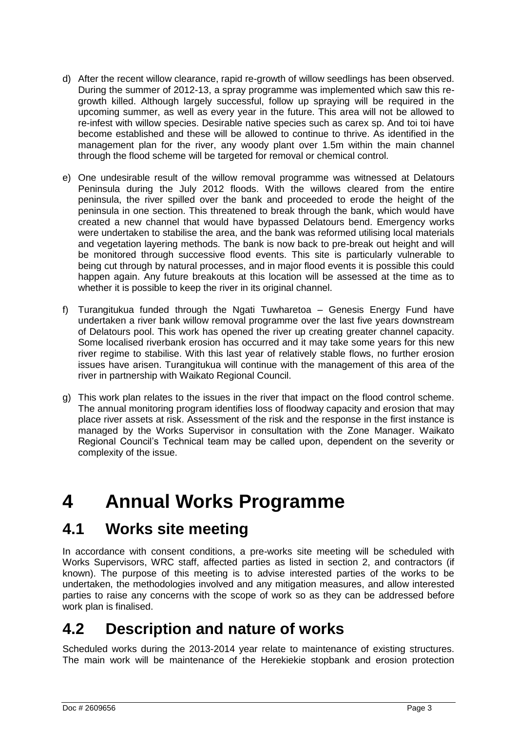d) After the recent willow clearance, rapid re-growth of willow seedlings has been observed. During the summer of 2012-13, a spray programme was implemented which saw this re-growth killed. Although largely successful, follow up spraying will be required in the upcoming summer, as well as every year in the future. This area will not be allowed to re-infest with willow species. Desirable native species such as carex sp. And toi toi have become established and these will be allowed to continue to thrive. As identified in the management plan for the river, any woody plant over 1.5m within the main channel through the flood scheme will be targeted for removal or chemical control.

e) One undesirable result of the willow removal programme was witnessed at Delatours Peninsula during the July 2012 floods. With the willows cleared from the entire peninsula, the river spilled over the bank and proceeded to erode the height of the peninsula in one section. This threatened to break through the bank, which would have created a new channel that would have bypassed Delatours bend. Emergency works were undertaken to stabilise the area, and the bank was reformed utilising local materials and vegetation layering methods. The bank is now back to pre-break out height and will be monitored through successive flood events. This site is particularly vulnerable to being cut through by natural processes, and in major flood events it is possible this could happen again. Any future breakouts at this location will be assessed at the time as to whether it is possible to keep the river in its original channel.

f) Turangitukua funded through the Ngati Tuwharetoa – Genesis Energy Fund have undertaken a river bank willow removal programme over the last five years downstream of Delatours pool. This work has opened the river up creating greater channel capacity. Some localised riverbank erosion has occurred and it may take some years for this new river regime to stabilise. With this last year of relatively stable flows, no further erosion issues have arisen. Turangitukua will continue with the management of this area of the river in partnership with Waikato Regional Council.

g) This work plan relates to the issues in the river that impact on the flood control scheme. The annual monitoring program identifies loss of floodway capacity and erosion that may place river assets at risk. Assessment of the risk and the response in the first instance is managed by the Works Supervisor in consultation with the Zone Manager. Waikato Regional Council's Technical team may be called upon, dependent on the severity or complexity of the issue.

# 4 Annual Works Programme

## 4.1 Works site meeting

In accordance with consent conditions, a pre-works site meeting will be scheduled with Works Supervisors, WRC staff, affected parties as listed in section 2, and contractors (if known). The purpose of this meeting is to advise interested parties of the works to be undertaken, the methodologies involved and any mitigation measures, and allow interested parties to raise any concerns with the scope of work so as they can be addressed before work plan is finalised.

## 4.2 Description and nature of works

Scheduled works during the 2013-2014 year relate to maintenance of existing structures. The main work will be maintenance of the Herekiekie stopbank and erosion protection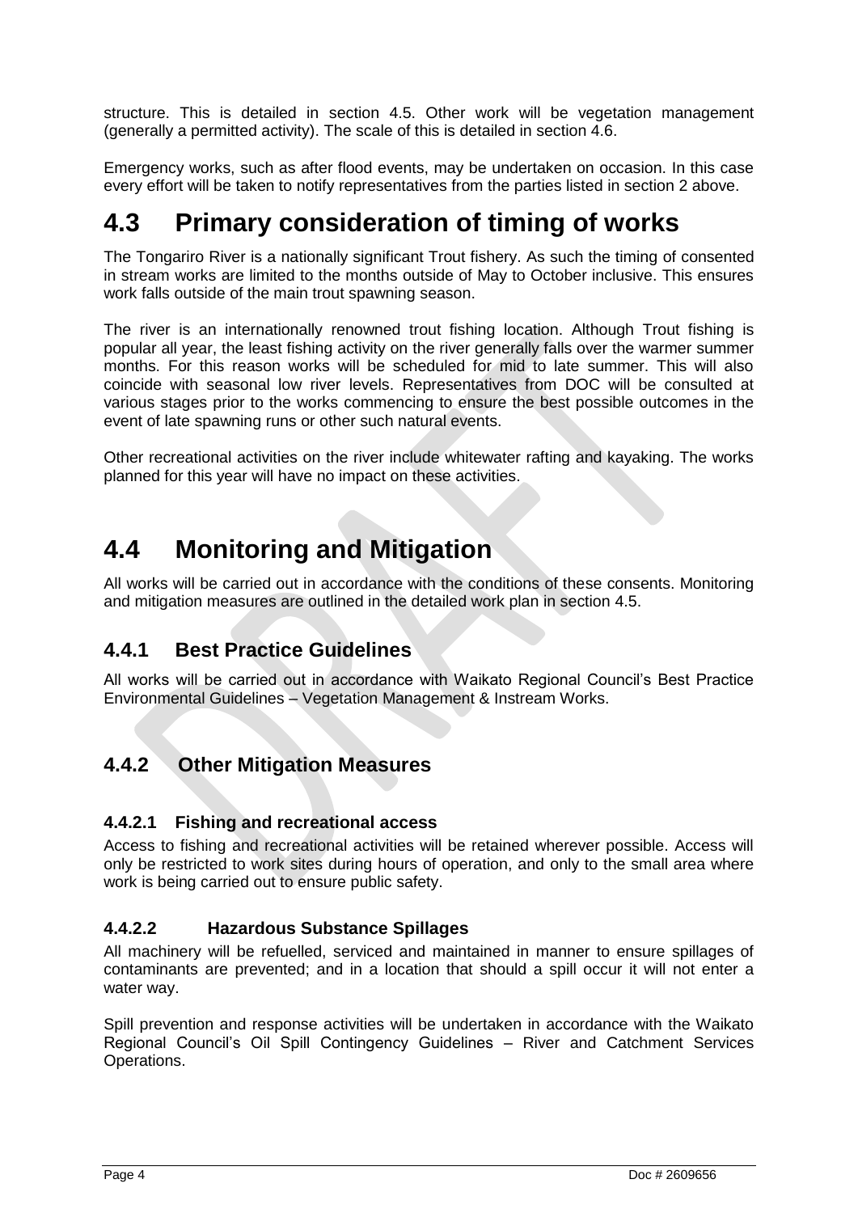structure. This is detailed in section 4.5. Other work will be vegetation management (generally a permitted activity). The scale of this is detailed in section 4.6.

Emergency works, such as after flood events, may be undertaken on occasion. In this case every effort will be taken to notify representatives from the parties listed in section 2 above.

# 4.3 Primary consideration of timing of works

The Tongariro River is a nationally significant Trout fishery. As such the timing of consented in stream works are limited to the months outside of May to October inclusive. This ensures work falls outside of the main trout spawning season.

The river is an internationally renowned trout fishing location. Although Trout fishing is popular all year, the least fishing activity on the river generally falls over the warmer summer months. For this reason works will be scheduled for mid to late summer. This will also coincide with seasonal low river levels. Representatives from DOC will be consulted at various stages prior to the works commencing to ensure the best possible outcomes in the event of late spawning runs or other such natural events.

Other recreational activities on the river include whitewater rafting and kayaking. The works planned for this year will have no impact on these activities.

# 4.4 Monitoring and Mitigation

All works will be carried out in accordance with the conditions of these consents. Monitoring and mitigation measures are outlined in the detailed work plan in section 4.5.

## 4.4.1 Best Practice Guidelines

All works will be carried out in accordance with Waikato Regional Council's Best Practice Environmental Guidelines – Vegetation Management & Instream Works.

## 4.4.2 Other Mitigation Measures

### 4.4.2.1 Fishing and recreational access

Access to fishing and recreational activities will be retained wherever possible. Access will only be restricted to work sites during hours of operation, and only to the small area where work is being carried out to ensure public safety.

### 4.4.2.2 Hazardous Substance Spillages

All machinery will be refuelled, serviced and maintained in manner to ensure spillages of contaminants are prevented; and in a location that should a spill occur it will not enter a water way.

Spill prevention and response activities will be undertaken in accordance with the Waikato Regional Council's Oil Spill Contingency Guidelines – River and Catchment Services Operations.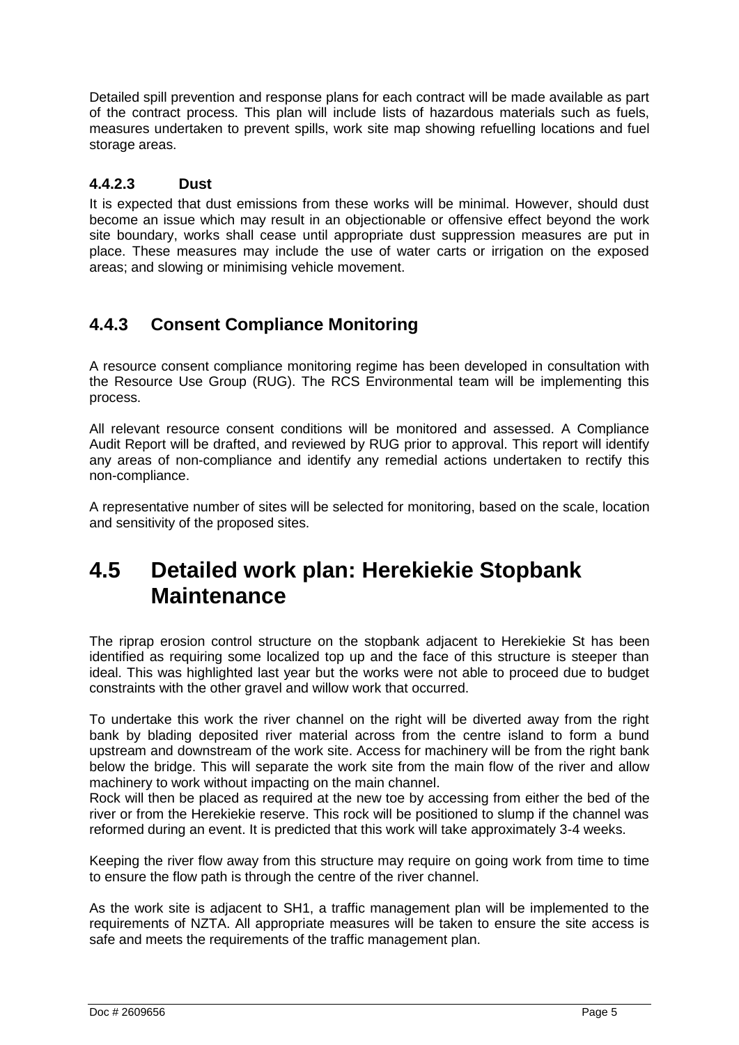Detailed spill prevention and response plans for each contract will be made available as part of the contract process. This plan will include lists of hazardous materials such as fuels, measures undertaken to prevent spills, work site map showing refuelling locations and fuel storage areas.

#### 4.4.2.3 Dust

It is expected that dust emissions from these works will be minimal. However, should dust become an issue which may result in an objectionable or offensive effect beyond the work site boundary, works shall cease until appropriate dust suppression measures are put in place. These measures may include the use of water carts or irrigation on the exposed areas; and slowing or minimising vehicle movement.

### 4.4.3 Consent Compliance Monitoring

A resource consent compliance monitoring regime has been developed in consultation with the Resource Use Group (RUG). The RCS Environmental team will be implementing this process.

All relevant resource consent conditions will be monitored and assessed. A Compliance Audit Report will be drafted, and reviewed by RUG prior to approval. This report will identify any areas of non-compliance and identify any remedial actions undertaken to rectify this non-compliance.

A representative number of sites will be selected for monitoring, based on the scale, location and sensitivity of the proposed sites.

## 4.5 Detailed work plan: Herekiekie Stopbank Maintenance

The riprap erosion control structure on the stopbank adjacent to Herekiekie St has been identified as requiring some localized top up and the face of this structure is steeper than ideal. This was highlighted last year but the works were not able to proceed due to budget constraints with the other gravel and willow work that occurred.

To undertake this work the river channel on the right will be diverted away from the right bank by blading deposited river material across from the centre island to form a bund upstream and downstream of the work site. Access for machinery will be from the right bank below the bridge. This will separate the work site from the main flow of the river and allow machinery to work without impacting on the main channel.
Rock will then be placed as required at the new toe by accessing from either the bed of the river or from the Herekiekie reserve. This rock will be positioned to slump if the channel was reformed during an event. It is predicted that this work will take approximately 3-4 weeks.

Keeping the river flow away from this structure may require on going work from time to time to ensure the flow path is through the centre of the river channel.

As the work site is adjacent to SH1, a traffic management plan will be implemented to the requirements of NZTA. All appropriate measures will be taken to ensure the site access is safe and meets the requirements of the traffic management plan.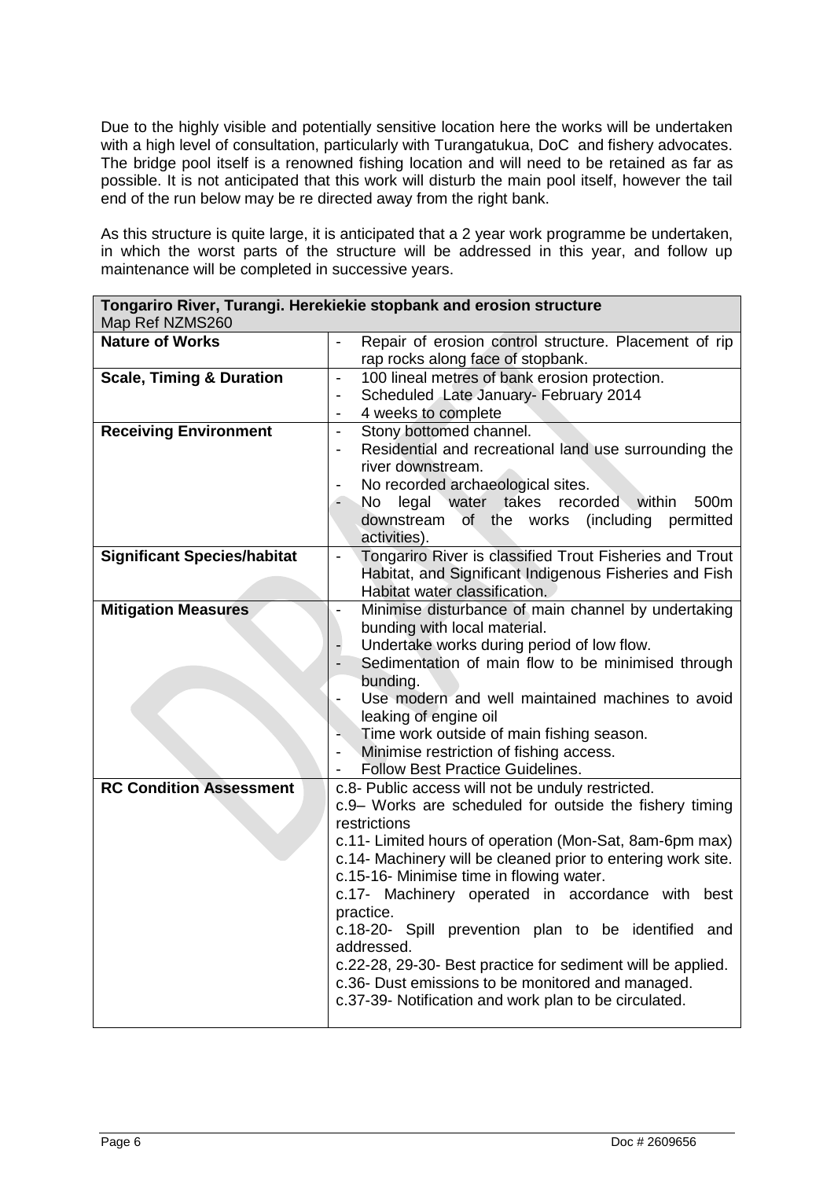Due to the highly visible and potentially sensitive location here the works will be undertaken with a high level of consultation, particularly with Turangatukua, DoC and fishery advocates. The bridge pool itself is a renowned fishing location and will need to be retained as far as possible. It is not anticipated that this work will disturb the main pool itself, however the tail end of the run below may be re directed away from the right bank.

As this structure is quite large, it is anticipated that a 2 year work programme be undertaken, in which the worst parts of the structure will be addressed in this year, and follow up maintenance will be completed in successive years.

| **Tongariro River, Turangi. Herekiekie stopbank and erosion structure** Map Ref NZMS260 | |
|---|---|
| **Nature of Works** | - Repair of erosion control structure. Placement of rip rap rocks along face of stopbank. |
| **Scale, Timing & Duration** | - 100 lineal metres of bank erosion protection.<br>- Scheduled Late January- February 2014<br>- 4 weeks to complete |
| **Receiving Environment** | - Stony bottomed channel.<br>- Residential and recreational land use surrounding the river downstream.<br>- No recorded archaeological sites.<br>- No legal water takes recorded within 500m downstream of the works (including permitted activities). |
| **Significant Species/habitat** | - Tongariro River is classified Trout Fisheries and Trout Habitat, and Significant Indigenous Fisheries and Fish Habitat water classification. |
| **Mitigation Measures** | - Minimise disturbance of main channel by undertaking bunding with local material.<br>- Undertake works during period of low flow.<br>- Sedimentation of main flow to be minimised through bunding.<br>- Use modern and well maintained machines to avoid leaking of engine oil<br>- Time work outside of main fishing season.<br>- Minimise restriction of fishing access.<br>- Follow Best Practice Guidelines. |
| **RC Condition Assessment** | c.8- Public access will not be unduly restricted.<br>c.9– Works are scheduled for outside the fishery timing restrictions<br>c.11- Limited hours of operation (Mon-Sat, 8am-6pm max)<br>c.14- Machinery will be cleaned prior to entering work site.<br>c.15-16- Minimise time in flowing water.<br>c.17- Machinery operated in accordance with best practice.<br>c.18-20- Spill prevention plan to be identified and addressed.<br>c.22-28, 29-30- Best practice for sediment will be applied.<br>c.36- Dust emissions to be monitored and managed.<br>c.37-39- Notification and work plan to be circulated. |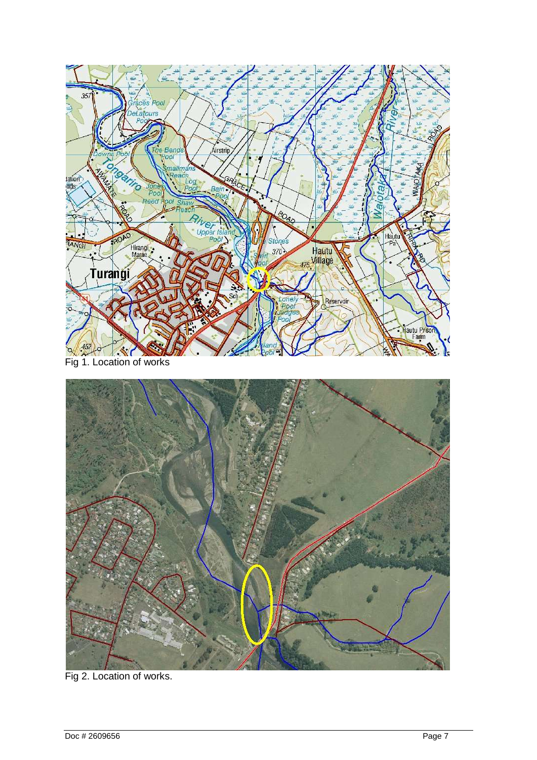Fig 1. Location of works

Fig 2. Location of works.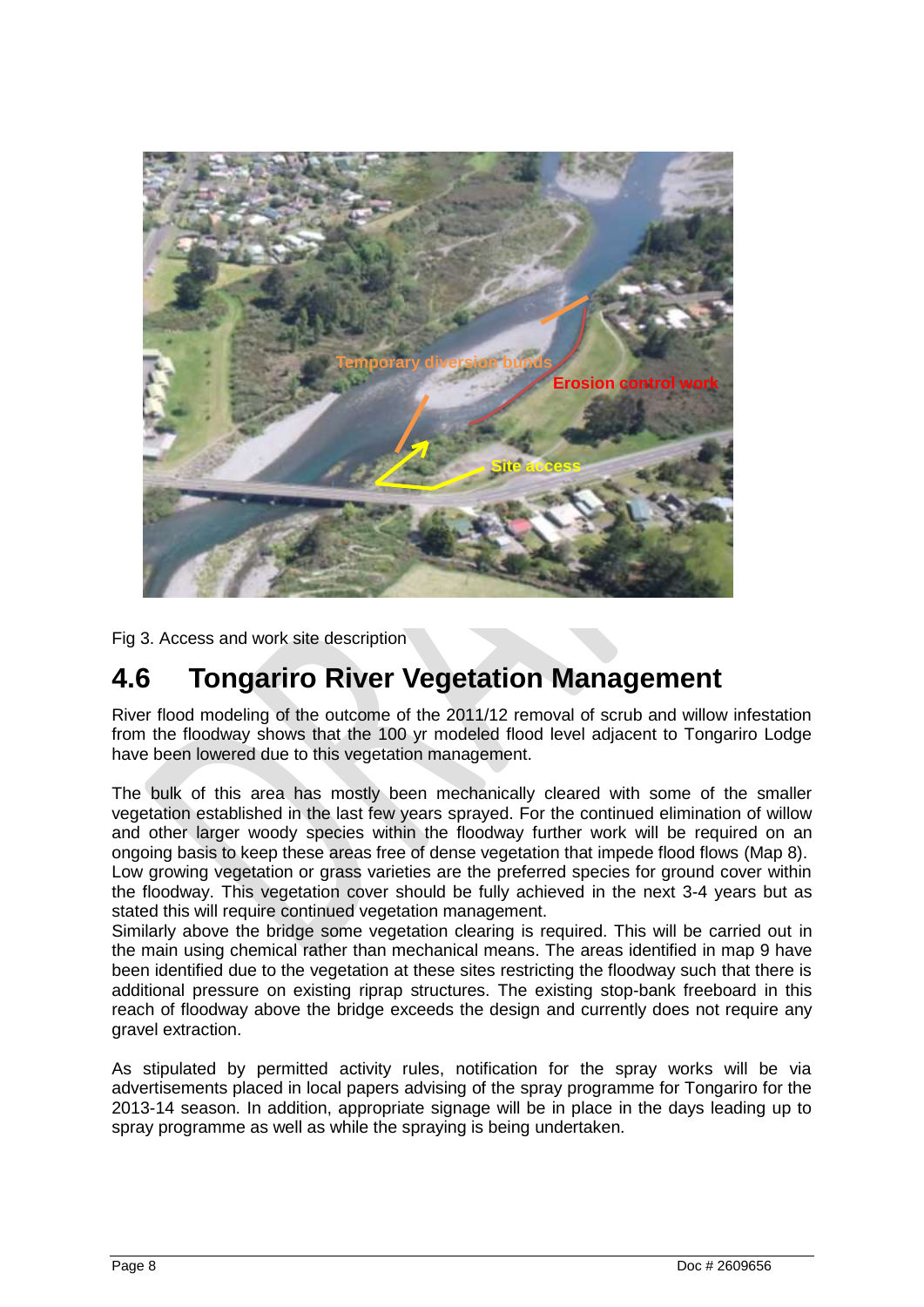Fig 3. Access and work site description

## 4.6 Tongariro River Vegetation Management

River flood modeling of the outcome of the 2011/12 removal of scrub and willow infestation from the floodway shows that the 100 yr modeled flood level adjacent to Tongariro Lodge have been lowered due to this vegetation management.

The bulk of this area has mostly been mechanically cleared with some of the smaller vegetation established in the last few years sprayed. For the continued elimination of willow and other larger woody species within the floodway further work will be required on an ongoing basis to keep these areas free of dense vegetation that impede flood flows (Map 8). Low growing vegetation or grass varieties are the preferred species for ground cover within the floodway. This vegetation cover should be fully achieved in the next 3-4 years but as stated this will require continued vegetation management.
Similarly above the bridge some vegetation clearing is required. This will be carried out in the main using chemical rather than mechanical means. The areas identified in map 9 have been identified due to the vegetation at these sites restricting the floodway such that there is additional pressure on existing riprap structures. The existing stop-bank freeboard in this reach of floodway above the bridge exceeds the design and currently does not require any gravel extraction.

As stipulated by permitted activity rules, notification for the spray works will be via advertisements placed in local papers advising of the spray programme for Tongariro for the 2013-14 season. In addition, appropriate signage will be in place in the days leading up to spray programme as well as while the spraying is being undertaken.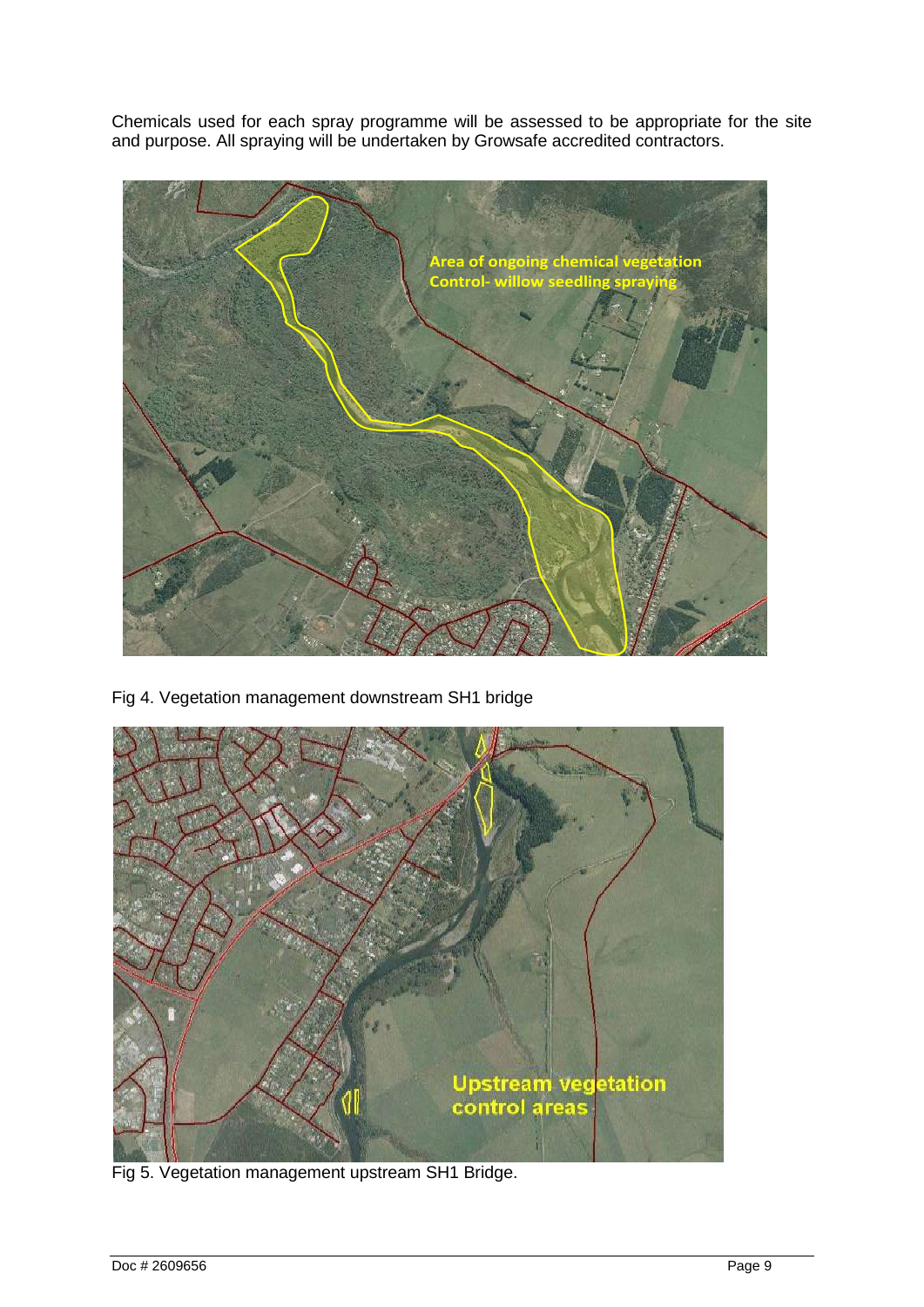Chemicals used for each spray programme will be assessed to be appropriate for the site and purpose. All spraying will be undertaken by Growsafe accredited contractors.

Fig 4. Vegetation management downstream SH1 bridge

Fig 5. Vegetation management upstream SH1 Bridge.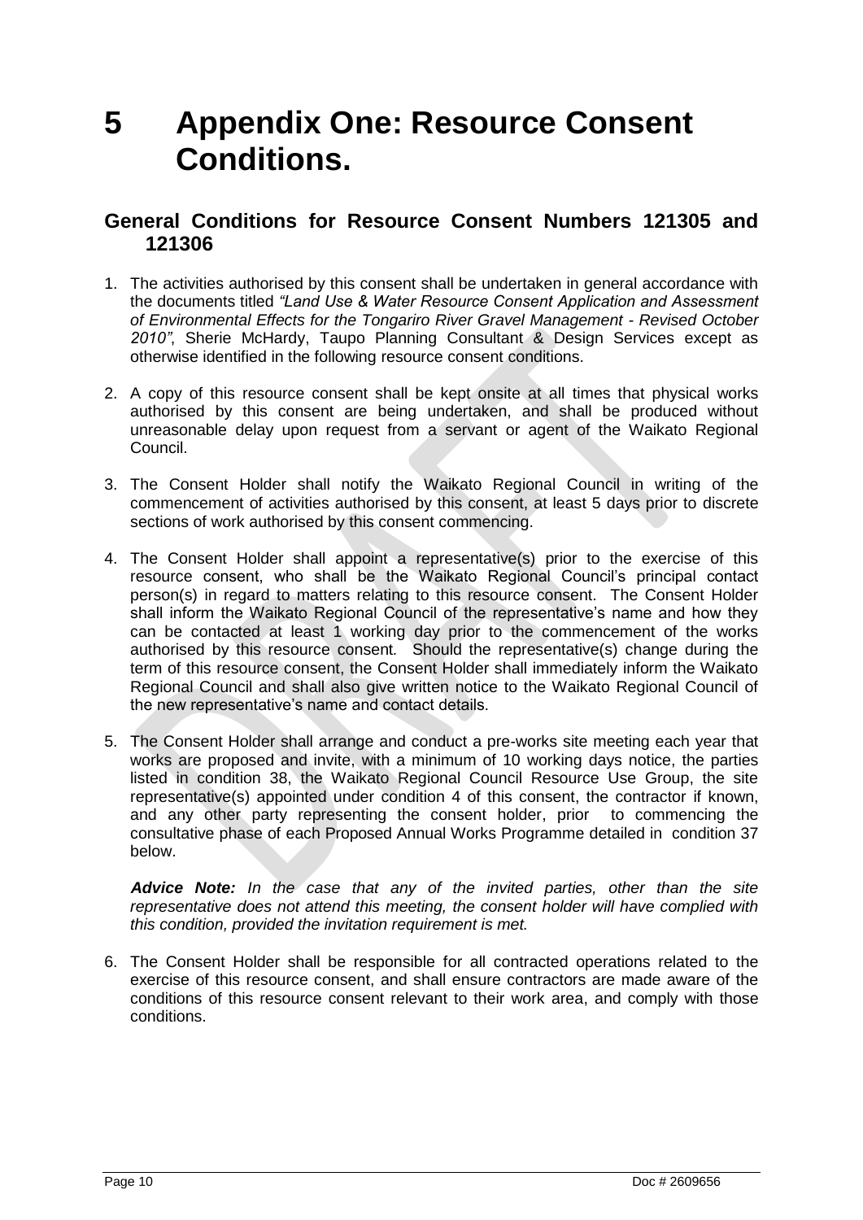# 5 Appendix One: Resource Consent Conditions.

## General Conditions for Resource Consent Numbers 121305 and 121306

1. The activities authorised by this consent shall be undertaken in general accordance with the documents titled *"Land Use & Water Resource Consent Application and Assessment of Environmental Effects for the Tongariro River Gravel Management - Revised October 2010"*, Sherie McHardy, Taupo Planning Consultant & Design Services except as otherwise identified in the following resource consent conditions.

2. A copy of this resource consent shall be kept onsite at all times that physical works authorised by this consent are being undertaken, and shall be produced without unreasonable delay upon request from a servant or agent of the Waikato Regional Council.

3. The Consent Holder shall notify the Waikato Regional Council in writing of the commencement of activities authorised by this consent, at least 5 days prior to discrete sections of work authorised by this consent commencing.

4. The Consent Holder shall appoint a representative(s) prior to the exercise of this resource consent, who shall be the Waikato Regional Council's principal contact person(s) in regard to matters relating to this resource consent. The Consent Holder shall inform the Waikato Regional Council of the representative's name and how they can be contacted at least 1 working day prior to the commencement of the works authorised by this resource consent. Should the representative(s) change during the term of this resource consent, the Consent Holder shall immediately inform the Waikato Regional Council and shall also give written notice to the Waikato Regional Council of the new representative's name and contact details.

5. The Consent Holder shall arrange and conduct a pre-works site meeting each year that works are proposed and invite, with a minimum of 10 working days notice, the parties listed in condition 38, the Waikato Regional Council Resource Use Group, the site representative(s) appointed under condition 4 of this consent, the contractor if known, and any other party representing the consent holder, prior to commencing the consultative phase of each Proposed Annual Works Programme detailed in condition 37 below.

   ***Advice Note:*** *In the case that any of the invited parties, other than the site representative does not attend this meeting, the consent holder will have complied with this condition, provided the invitation requirement is met.*

6. The Consent Holder shall be responsible for all contracted operations related to the exercise of this resource consent, and shall ensure contractors are made aware of the conditions of this resource consent relevant to their work area, and comply with those conditions.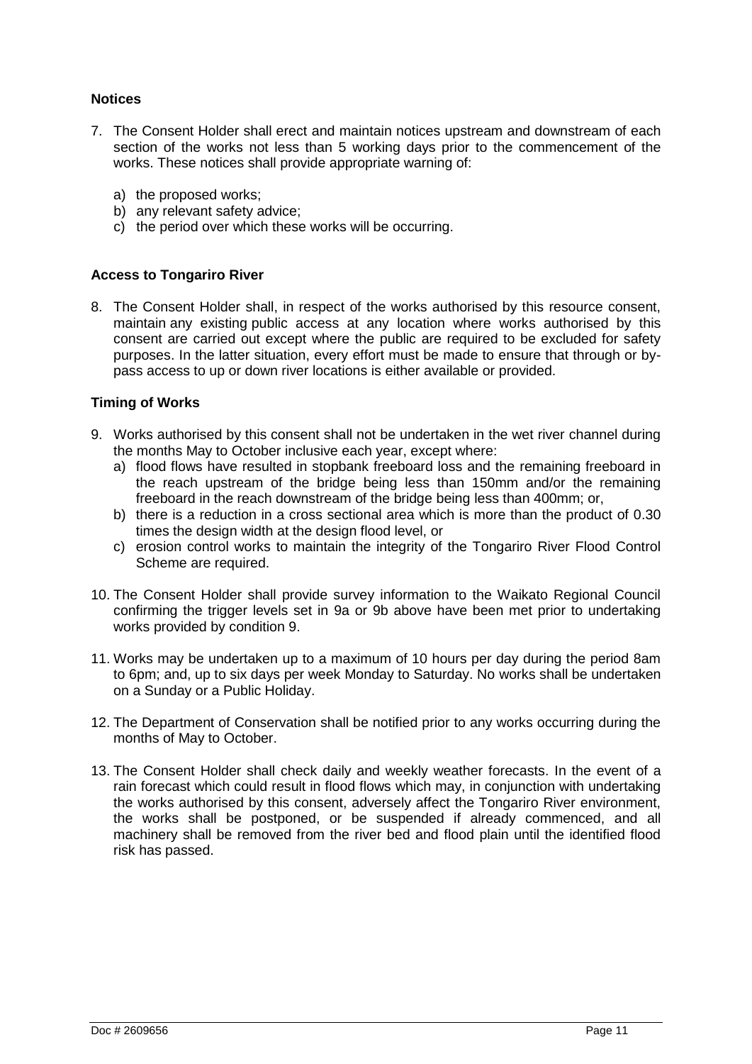### Notices

7. The Consent Holder shall erect and maintain notices upstream and downstream of each section of the works not less than 5 working days prior to the commencement of the works. These notices shall provide appropriate warning of:

   a) the proposed works;
   b) any relevant safety advice;
   c) the period over which these works will be occurring.

### Access to Tongariro River

8. The Consent Holder shall, in respect of the works authorised by this resource consent, maintain any existing public access at any location where works authorised by this consent are carried out except where the public are required to be excluded for safety purposes. In the latter situation, every effort must be made to ensure that through or by-pass access to up or down river locations is either available or provided.

### Timing of Works

9. Works authorised by this consent shall not be undertaken in the wet river channel during the months May to October inclusive each year, except where:
   a) flood flows have resulted in stopbank freeboard loss and the remaining freeboard in the reach upstream of the bridge being less than 150mm and/or the remaining freeboard in the reach downstream of the bridge being less than 400mm; or,
   b) there is a reduction in a cross sectional area which is more than the product of 0.30 times the design width at the design flood level, or
   c) erosion control works to maintain the integrity of the Tongariro River Flood Control Scheme are required.

10. The Consent Holder shall provide survey information to the Waikato Regional Council confirming the trigger levels set in 9a or 9b above have been met prior to undertaking works provided by condition 9.

11. Works may be undertaken up to a maximum of 10 hours per day during the period 8am to 6pm; and, up to six days per week Monday to Saturday. No works shall be undertaken on a Sunday or a Public Holiday.

12. The Department of Conservation shall be notified prior to any works occurring during the months of May to October.

13. The Consent Holder shall check daily and weekly weather forecasts. In the event of a rain forecast which could result in flood flows which may, in conjunction with undertaking the works authorised by this consent, adversely affect the Tongariro River environment, the works shall be postponed, or be suspended if already commenced, and all machinery shall be removed from the river bed and flood plain until the identified flood risk has passed.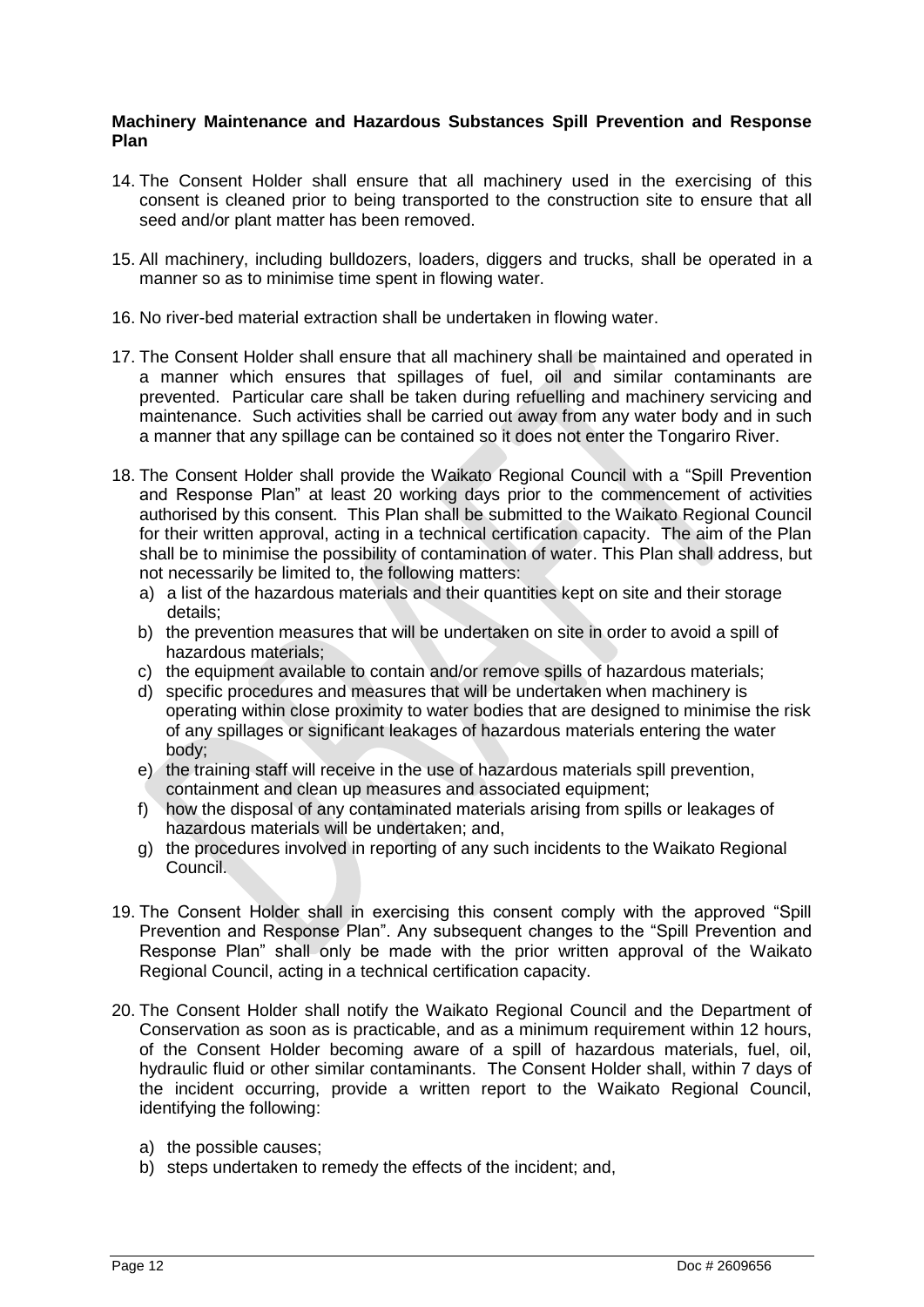**Machinery Maintenance and Hazardous Substances Spill Prevention and Response Plan**

14. The Consent Holder shall ensure that all machinery used in the exercising of this consent is cleaned prior to being transported to the construction site to ensure that all seed and/or plant matter has been removed.

15. All machinery, including bulldozers, loaders, diggers and trucks, shall be operated in a manner so as to minimise time spent in flowing water.

16. No river-bed material extraction shall be undertaken in flowing water.

17. The Consent Holder shall ensure that all machinery shall be maintained and operated in a manner which ensures that spillages of fuel, oil and similar contaminants are prevented. Particular care shall be taken during refuelling and machinery servicing and maintenance. Such activities shall be carried out away from any water body and in such a manner that any spillage can be contained so it does not enter the Tongariro River.

18. The Consent Holder shall provide the Waikato Regional Council with a "Spill Prevention and Response Plan" at least 20 working days prior to the commencement of activities authorised by this consent. This Plan shall be submitted to the Waikato Regional Council for their written approval, acting in a technical certification capacity. The aim of the Plan shall be to minimise the possibility of contamination of water. This Plan shall address, but not necessarily be limited to, the following matters:
    a) a list of the hazardous materials and their quantities kept on site and their storage details;
    b) the prevention measures that will be undertaken on site in order to avoid a spill of hazardous materials;
    c) the equipment available to contain and/or remove spills of hazardous materials;
    d) specific procedures and measures that will be undertaken when machinery is operating within close proximity to water bodies that are designed to minimise the risk of any spillages or significant leakages of hazardous materials entering the water body;
    e) the training staff will receive in the use of hazardous materials spill prevention, containment and clean up measures and associated equipment;
    f) how the disposal of any contaminated materials arising from spills or leakages of hazardous materials will be undertaken; and,
    g) the procedures involved in reporting of any such incidents to the Waikato Regional Council.

19. The Consent Holder shall in exercising this consent comply with the approved "Spill Prevention and Response Plan". Any subsequent changes to the "Spill Prevention and Response Plan" shall only be made with the prior written approval of the Waikato Regional Council, acting in a technical certification capacity.

20. The Consent Holder shall notify the Waikato Regional Council and the Department of Conservation as soon as is practicable, and as a minimum requirement within 12 hours, of the Consent Holder becoming aware of a spill of hazardous materials, fuel, oil, hydraulic fluid or other similar contaminants. The Consent Holder shall, within 7 days of the incident occurring, provide a written report to the Waikato Regional Council, identifying the following:

    a) the possible causes;
    b) steps undertaken to remedy the effects of the incident; and,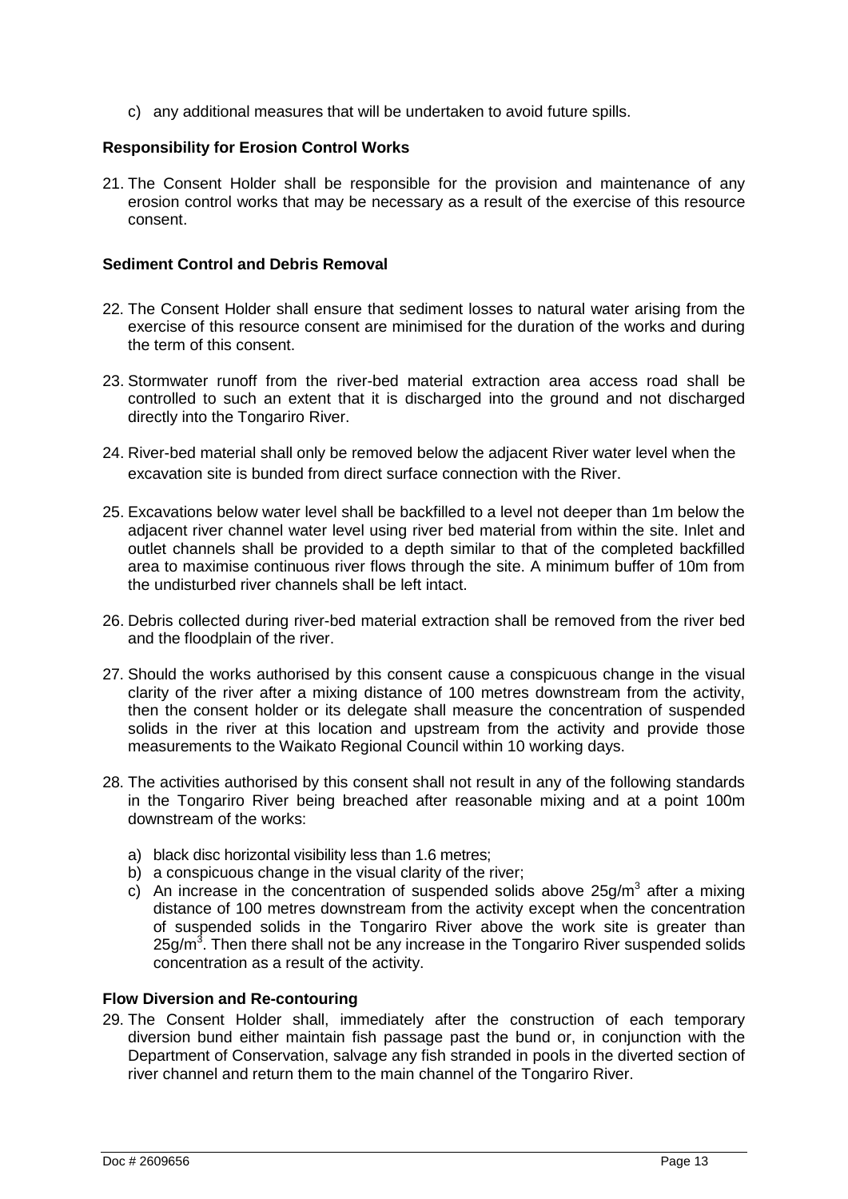c) any additional measures that will be undertaken to avoid future spills.

**Responsibility for Erosion Control Works**

21. The Consent Holder shall be responsible for the provision and maintenance of any erosion control works that may be necessary as a result of the exercise of this resource consent.

**Sediment Control and Debris Removal**

22. The Consent Holder shall ensure that sediment losses to natural water arising from the exercise of this resource consent are minimised for the duration of the works and during the term of this consent.

23. Stormwater runoff from the river-bed material extraction area access road shall be controlled to such an extent that it is discharged into the ground and not discharged directly into the Tongariro River.

24. River-bed material shall only be removed below the adjacent River water level when the excavation site is bunded from direct surface connection with the River.

25. Excavations below water level shall be backfilled to a level not deeper than 1m below the adjacent river channel water level using river bed material from within the site. Inlet and outlet channels shall be provided to a depth similar to that of the completed backfilled area to maximise continuous river flows through the site. A minimum buffer of 10m from the undisturbed river channels shall be left intact.

26. Debris collected during river-bed material extraction shall be removed from the river bed and the floodplain of the river.

27. Should the works authorised by this consent cause a conspicuous change in the visual clarity of the river after a mixing distance of 100 metres downstream from the activity, then the consent holder or its delegate shall measure the concentration of suspended solids in the river at this location and upstream from the activity and provide those measurements to the Waikato Regional Council within 10 working days.

28. The activities authorised by this consent shall not result in any of the following standards in the Tongariro River being breached after reasonable mixing and at a point 100m downstream of the works:

    a) black disc horizontal visibility less than 1.6 metres;
    b) a conspicuous change in the visual clarity of the river;
    c) An increase in the concentration of suspended solids above $25g/m^3$ after a mixing distance of 100 metres downstream from the activity except when the concentration of suspended solids in the Tongariro River above the work site is greater than $25g/m^3$. Then there shall not be any increase in the Tongariro River suspended solids concentration as a result of the activity.

**Flow Diversion and Re-contouring**

29. The Consent Holder shall, immediately after the construction of each temporary diversion bund either maintain fish passage past the bund or, in conjunction with the Department of Conservation, salvage any fish stranded in pools in the diverted section of river channel and return them to the main channel of the Tongariro River.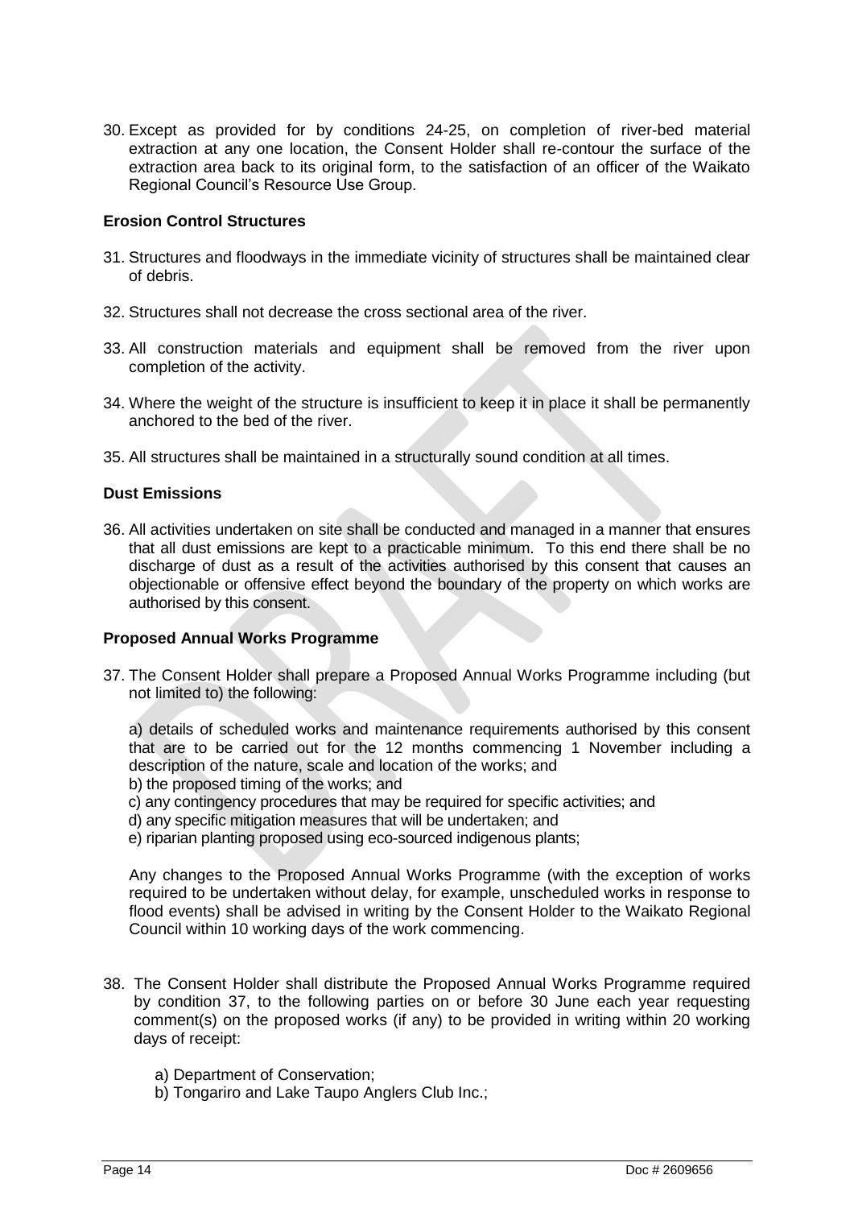30. Except as provided for by conditions 24-25, on completion of river-bed material extraction at any one location, the Consent Holder shall re-contour the surface of the extraction area back to its original form, to the satisfaction of an officer of the Waikato Regional Council's Resource Use Group.

**Erosion Control Structures**

31. Structures and floodways in the immediate vicinity of structures shall be maintained clear of debris.

32. Structures shall not decrease the cross sectional area of the river.

33. All construction materials and equipment shall be removed from the river upon completion of the activity.

34. Where the weight of the structure is insufficient to keep it in place it shall be permanently anchored to the bed of the river.

35. All structures shall be maintained in a structurally sound condition at all times.

**Dust Emissions**

36. All activities undertaken on site shall be conducted and managed in a manner that ensures that all dust emissions are kept to a practicable minimum. To this end there shall be no discharge of dust as a result of the activities authorised by this consent that causes an objectionable or offensive effect beyond the boundary of the property on which works are authorised by this consent.

**Proposed Annual Works Programme**

37. The Consent Holder shall prepare a Proposed Annual Works Programme including (but not limited to) the following:

    a) details of scheduled works and maintenance requirements authorised by this consent that are to be carried out for the 12 months commencing 1 November including a description of the nature, scale and location of the works; and
    b) the proposed timing of the works; and
    c) any contingency procedures that may be required for specific activities; and
    d) any specific mitigation measures that will be undertaken; and
    e) riparian planting proposed using eco-sourced indigenous plants;

    Any changes to the Proposed Annual Works Programme (with the exception of works required to be undertaken without delay, for example, unscheduled works in response to flood events) shall be advised in writing by the Consent Holder to the Waikato Regional Council within 10 working days of the work commencing.

38. The Consent Holder shall distribute the Proposed Annual Works Programme required by condition 37, to the following parties on or before 30 June each year requesting comment(s) on the proposed works (if any) to be provided in writing within 20 working days of receipt:

    a) Department of Conservation;
    b) Tongariro and Lake Taupo Anglers Club Inc.;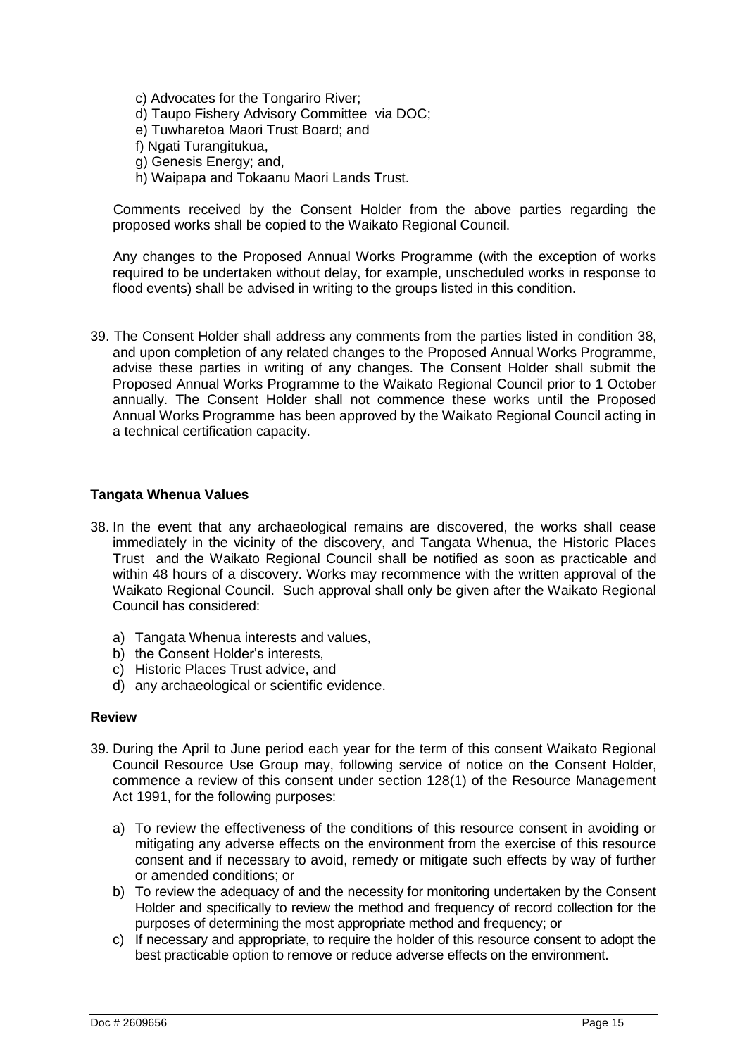c) Advocates for the Tongariro River;
d) Taupo Fishery Advisory Committee via DOC;
e) Tuwharetoa Maori Trust Board; and
f) Ngati Turangitukua,
g) Genesis Energy; and,
h) Waipapa and Tokaanu Maori Lands Trust.

Comments received by the Consent Holder from the above parties regarding the proposed works shall be copied to the Waikato Regional Council.

Any changes to the Proposed Annual Works Programme (with the exception of works required to be undertaken without delay, for example, unscheduled works in response to flood events) shall be advised in writing to the groups listed in this condition.

39. The Consent Holder shall address any comments from the parties listed in condition 38, and upon completion of any related changes to the Proposed Annual Works Programme, advise these parties in writing of any changes. The Consent Holder shall submit the Proposed Annual Works Programme to the Waikato Regional Council prior to 1 October annually. The Consent Holder shall not commence these works until the Proposed Annual Works Programme has been approved by the Waikato Regional Council acting in a technical certification capacity.

**Tangata Whenua Values**

38. In the event that any archaeological remains are discovered, the works shall cease immediately in the vicinity of the discovery, and Tangata Whenua, the Historic Places Trust and the Waikato Regional Council shall be notified as soon as practicable and within 48 hours of a discovery. Works may recommence with the written approval of the Waikato Regional Council. Such approval shall only be given after the Waikato Regional Council has considered:

   a) Tangata Whenua interests and values,
   b) the Consent Holder's interests,
   c) Historic Places Trust advice, and
   d) any archaeological or scientific evidence.

**Review**

39. During the April to June period each year for the term of this consent Waikato Regional Council Resource Use Group may, following service of notice on the Consent Holder, commence a review of this consent under section 128(1) of the Resource Management Act 1991, for the following purposes:

   a) To review the effectiveness of the conditions of this resource consent in avoiding or mitigating any adverse effects on the environment from the exercise of this resource consent and if necessary to avoid, remedy or mitigate such effects by way of further or amended conditions; or
   b) To review the adequacy of and the necessity for monitoring undertaken by the Consent Holder and specifically to review the method and frequency of record collection for the purposes of determining the most appropriate method and frequency; or
   c) If necessary and appropriate, to require the holder of this resource consent to adopt the best practicable option to remove or reduce adverse effects on the environment.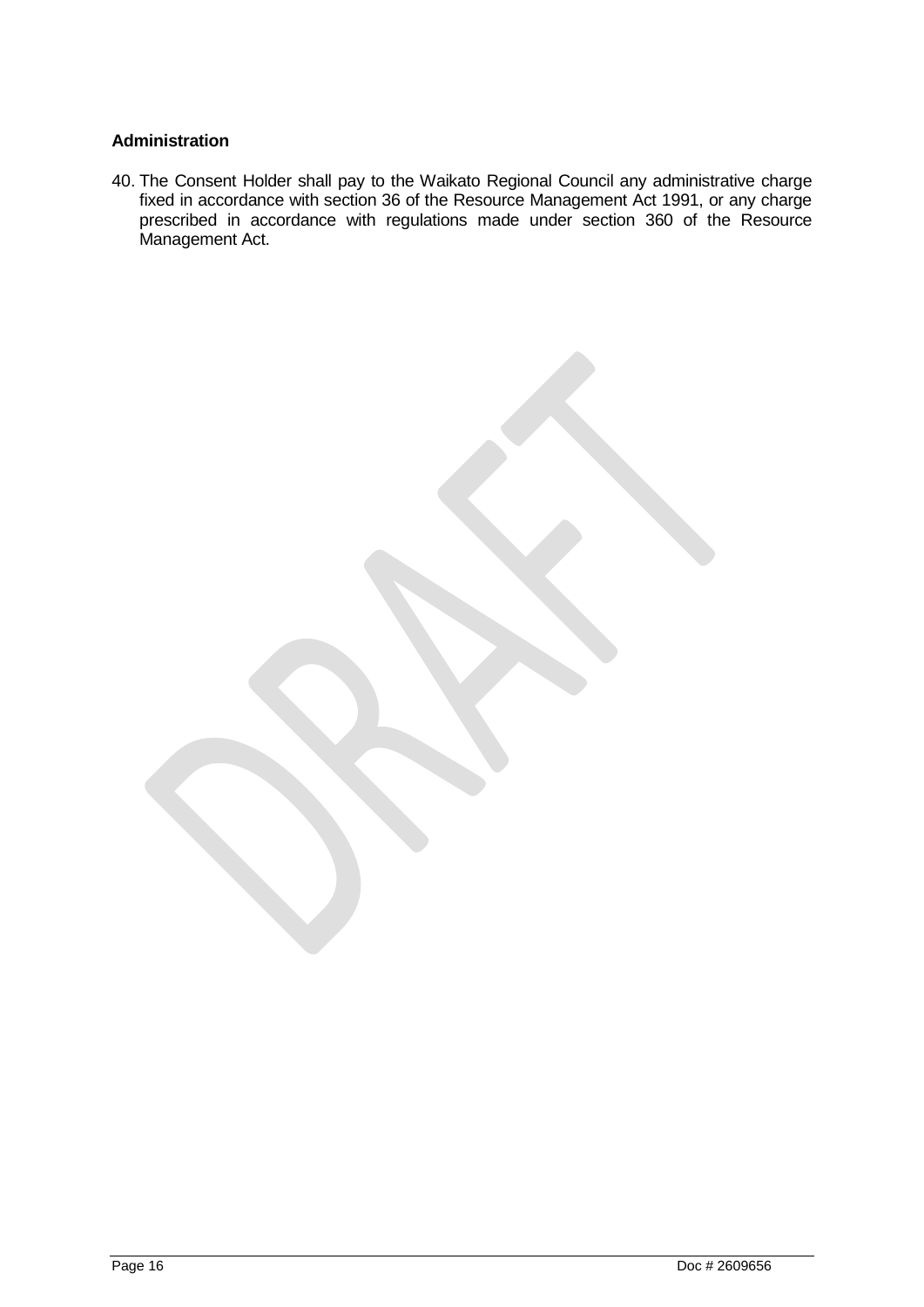**Administration**

40. The Consent Holder shall pay to the Waikato Regional Council any administrative charge fixed in accordance with section 36 of the Resource Management Act 1991, or any charge prescribed in accordance with regulations made under section 360 of the Resource Management Act.